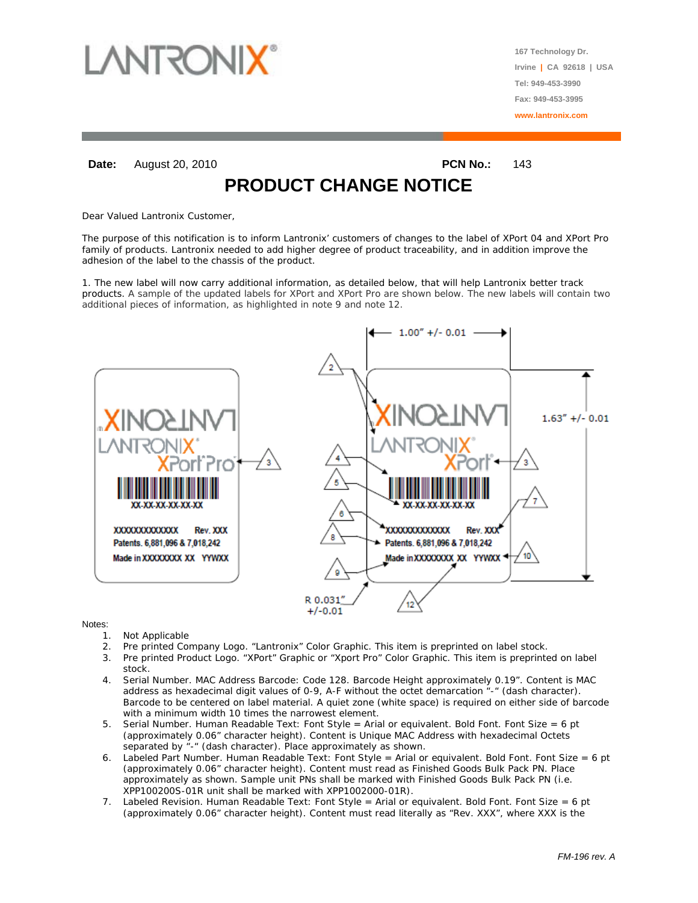167 Technology Dr.
Irvine | CA 92618 | USA
Tel: 949-453-3990
Fax: 949-453-3995
www.lantronix.com

**Date:** August 20, 2010 **PCN No.:** 143

# PRODUCT CHANGE NOTICE

Dear Valued Lantronix Customer,

The purpose of this notification is to inform Lantronix' customers of changes to the label of XPort 04 and XPort Pro family of products. Lantronix needed to add higher degree of product traceability, and in addition improve the adhesion of the label to the chassis of the product.

1. The new label will now carry additional information, as detailed below, that will help Lantronix better track products. A sample of the updated labels for XPort and XPort Pro are shown below. The new labels will contain two additional pieces of information, as highlighted in note 9 and note 12.

Notes:

1. Not Applicable
2. Pre printed Company Logo. "Lantronix" Color Graphic. This item is preprinted on label stock.
3. Pre printed Product Logo. "XPort" Graphic or "Xport Pro" Color Graphic. This item is preprinted on label stock.
4. Serial Number. MAC Address Barcode: Code 128. Barcode Height approximately 0.19". Content is MAC address as hexadecimal digit values of 0-9, A-F without the octet demarcation "-" (dash character). Barcode to be centered on label material. A quiet zone (white space) is required on either side of barcode with a minimum width 10 times the narrowest element.
5. Serial Number. Human Readable Text: Font Style = Arial or equivalent. Bold Font. Font Size = 6 pt (approximately 0.06" character height). Content is Unique MAC Address with hexadecimal Octets separated by "-" (dash character). Place approximately as shown.
6. Labeled Part Number. Human Readable Text: Font Style = Arial or equivalent. Bold Font. Font Size = 6 pt (approximately 0.06" character height). Content must read as Finished Goods Bulk Pack PN. Place approximately as shown. Sample unit PNs shall be marked with Finished Goods Bulk Pack PN (i.e. XPP100200S-01R unit shall be marked with XPP1002000-01R).
7. Labeled Revision. Human Readable Text: Font Style = Arial or equivalent. Bold Font. Font Size = 6 pt (approximately 0.06" character height). Content must read literally as "Rev. XXX", where XXX is the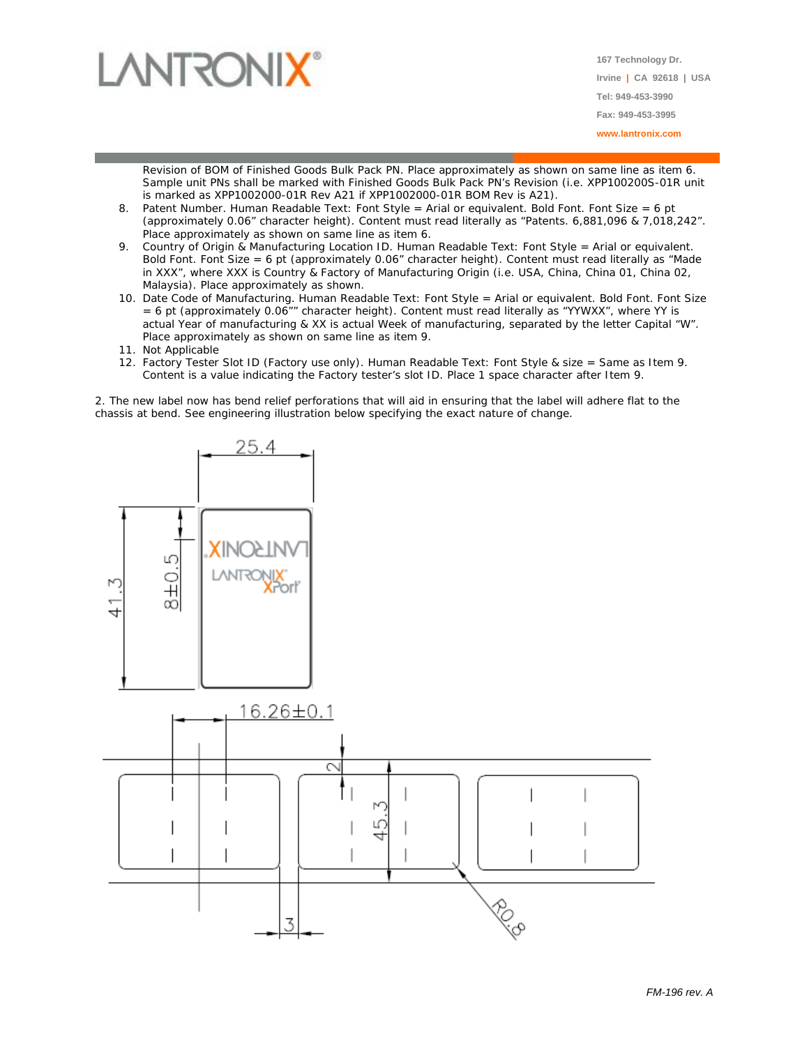Revision of BOM of Finished Goods Bulk Pack PN. Place approximately as shown on same line as item 6. Sample unit PNs shall be marked with Finished Goods Bulk Pack PN's Revision (i.e. XPP100200S-01R unit is marked as XPP1002000-01R Rev A21 if XPP1002000-01R BOM Rev is A21).

8. Patent Number. Human Readable Text: Font Style = Arial or equivalent. Bold Font. Font Size = 6 pt (approximately 0.06" character height). Content must read literally as "Patents. 6,881,096 & 7,018,242". Place approximately as shown on same line as item 6.
9. Country of Origin & Manufacturing Location ID. Human Readable Text: Font Style = Arial or equivalent. Bold Font. Font Size = 6 pt (approximately 0.06" character height). Content must read literally as "Made in XXX", where XXX is Country & Factory of Manufacturing Origin (i.e. USA, China, China 01, China 02, Malaysia). Place approximately as shown.
10. Date Code of Manufacturing. Human Readable Text: Font Style = Arial or equivalent. Bold Font. Font Size = 6 pt (approximately 0.06"" character height). Content must read literally as "YYWXX", where YY is actual Year of manufacturing & XX is actual Week of manufacturing, separated by the letter Capital "W". Place approximately as shown on same line as item 9.
11. Not Applicable
12. Factory Tester Slot ID (Factory use only). Human Readable Text: Font Style & size = Same as Item 9. Content is a value indicating the Factory tester's slot ID. Place 1 space character after Item 9.

2. The new label now has bend relief perforations that will aid in ensuring that the label will adhere flat to the chassis at bend. See engineering illustration below specifying the exact nature of change.

25.4

41.3

8±0.5

16.26±0.1

2

45.3

3

R0.8

*FM-196 rev. A*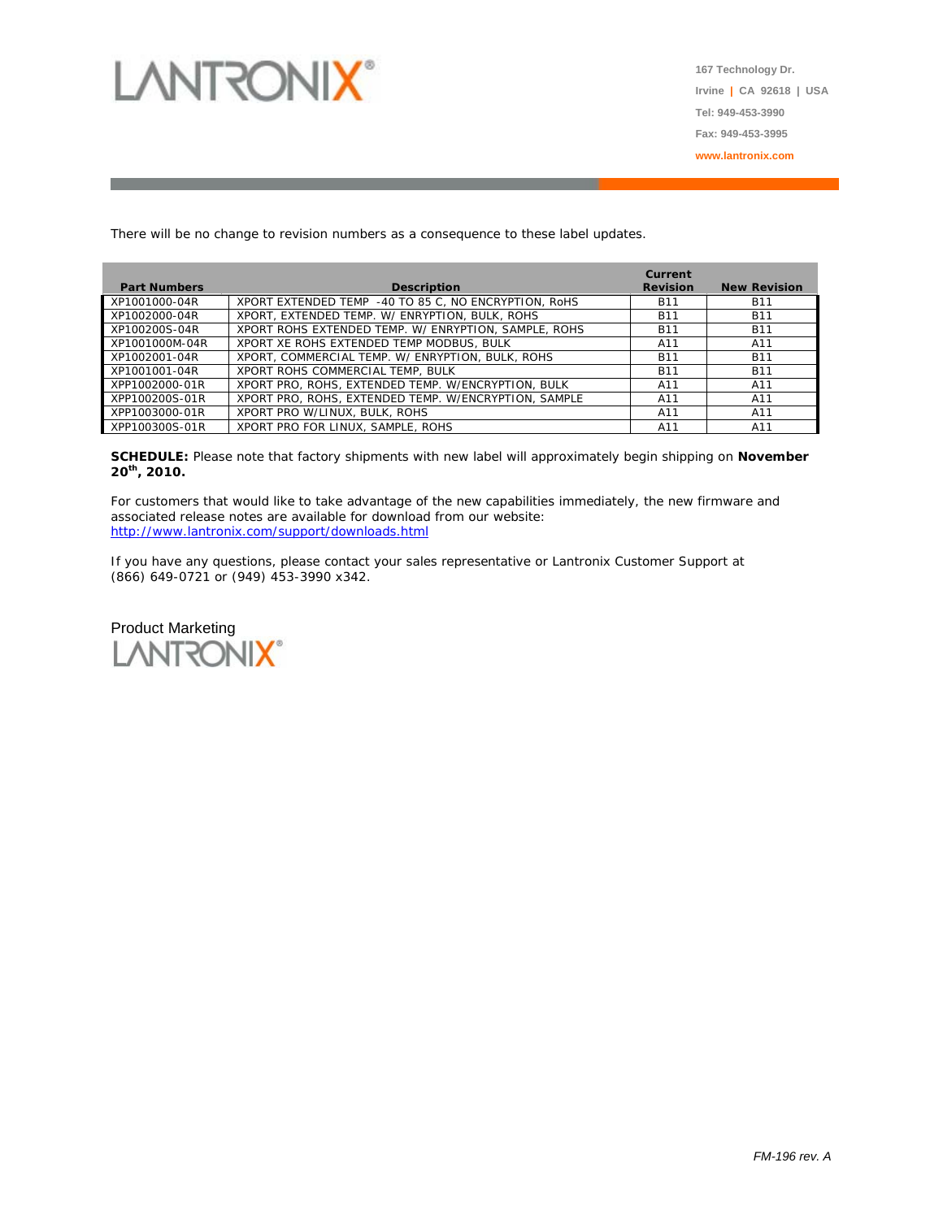There will be no change to revision numbers as a consequence to these label updates.

| Part Numbers | Description | Current Revision | New Revision |
|---|---|---|---|
| XP1001000-04R | XPORT EXTENDED TEMP -40 TO 85 C, NO ENCRYPTION, RoHS | B11 | B11 |
| XP1002000-04R | XPORT, EXTENDED TEMP. W/ ENRYPTION, BULK, ROHS | B11 | B11 |
| XP100200S-04R | XPORT ROHS EXTENDED TEMP. W/ ENRYPTION, SAMPLE, ROHS | B11 | B11 |
| XP1001000M-04R | XPORT XE ROHS EXTENDED TEMP MODBUS, BULK | A11 | A11 |
| XP1002001-04R | XPORT, COMMERCIAL TEMP. W/ ENRYPTION, BULK, ROHS | B11 | B11 |
| XP1001001-04R | XPORT ROHS COMMERCIAL TEMP, BULK | B11 | B11 |
| XPP1002000-01R | XPORT PRO, ROHS, EXTENDED TEMP. W/ENCRYPTION, BULK | A11 | A11 |
| XPP100200S-01R | XPORT PRO, ROHS, EXTENDED TEMP. W/ENCRYPTION, SAMPLE | A11 | A11 |
| XPP1003000-01R | XPORT PRO W/LINUX, BULK, ROHS | A11 | A11 |
| XPP100300S-01R | XPORT PRO FOR LINUX, SAMPLE, ROHS | A11 | A11 |

**SCHEDULE:** Please note that factory shipments with new label will approximately begin shipping on **November 20th, 2010.**

For customers that would like to take advantage of the new capabilities immediately, the new firmware and associated release notes are available for download from our website: http://www.lantronix.com/support/downloads.html

If you have any questions, please contact your sales representative or Lantronix Customer Support at (866) 649-0721 or (949) 453-3990 x342.

Product Marketing
LANTRONIX®

*FM-196 rev. A*